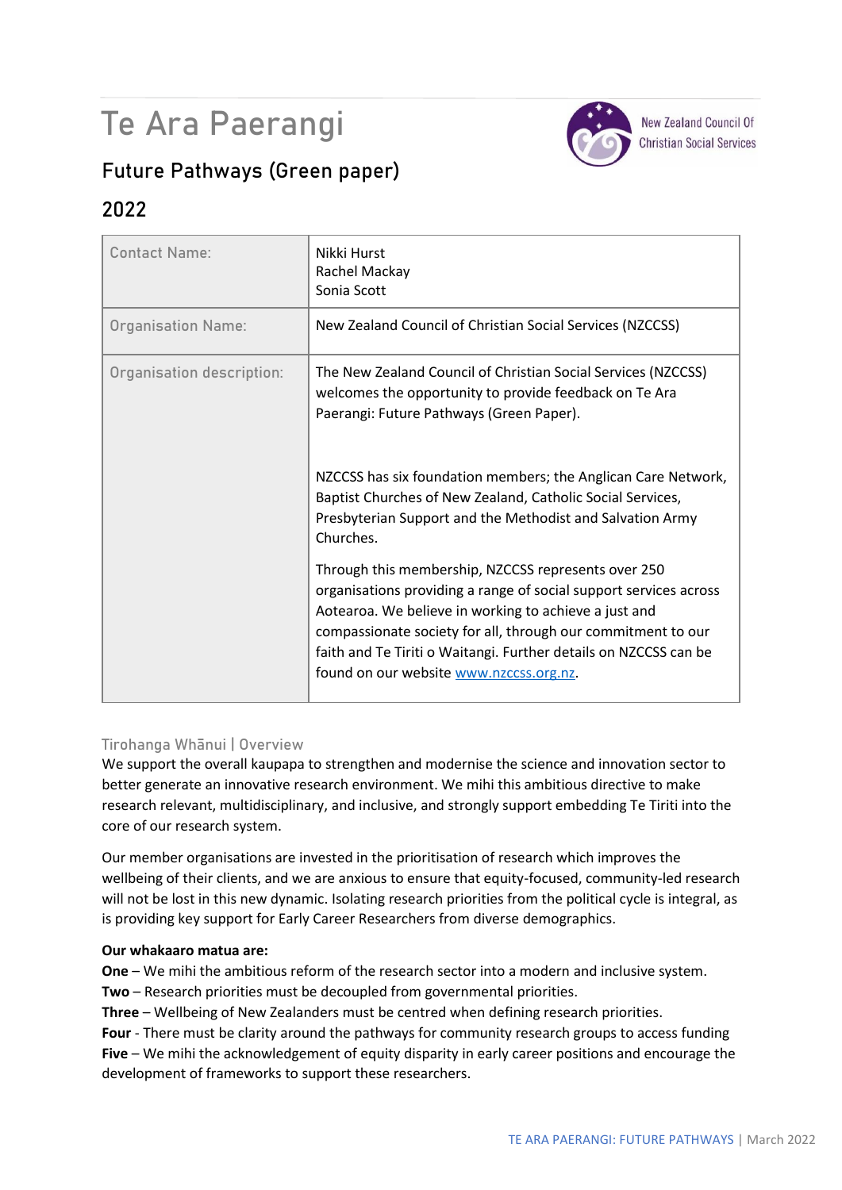# Te Ara Paerangi

## Future Pathways (Green paper)

## 2022

New Zealand Council Of Christian Social Services

| Contact Name: | Nikki Hurst<br>Rachel Mackay<br>Sonia Scott |
|---|---|
| Organisation Name: | New Zealand Council of Christian Social Services (NZCCSS) |
| Organisation description: | The New Zealand Council of Christian Social Services (NZCCSS) welcomes the opportunity to provide feedback on Te Ara Paerangi: Future Pathways (Green Paper).<br><br>NZCCSS has six foundation members; the Anglican Care Network, Baptist Churches of New Zealand, Catholic Social Services, Presbyterian Support and the Methodist and Salvation Army Churches.<br><br>Through this membership, NZCCSS represents over 250 organisations providing a range of social support services across Aotearoa. We believe in working to achieve a just and compassionate society for all, through our commitment to our faith and Te Tiriti o Waitangi. Further details on NZCCSS can be found on our website www.nzccss.org.nz. |

### Tirohanga Whānui | Overview

We support the overall kaupapa to strengthen and modernise the science and innovation sector to better generate an innovative research environment. We mihi this ambitious directive to make research relevant, multidisciplinary, and inclusive, and strongly support embedding Te Tiriti into the core of our research system.

Our member organisations are invested in the prioritisation of research which improves the wellbeing of their clients, and we are anxious to ensure that equity-focused, community-led research will not be lost in this new dynamic. Isolating research priorities from the political cycle is integral, as is providing key support for Early Career Researchers from diverse demographics.

**Our whakaaro matua are:**

**One** – We mihi the ambitious reform of the research sector into a modern and inclusive system.
**Two** – Research priorities must be decoupled from governmental priorities.
**Three** – Wellbeing of New Zealanders must be centred when defining research priorities.
**Four** - There must be clarity around the pathways for community research groups to access funding
**Five** – We mihi the acknowledgement of equity disparity in early career positions and encourage the development of frameworks to support these researchers.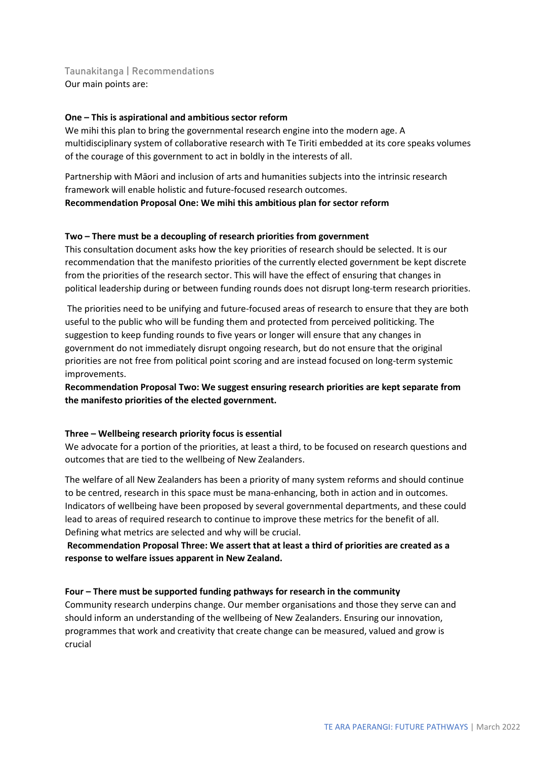## Taunakitanga | Recommendations

Our main points are:

**One – This is aspirational and ambitious sector reform**

We mihi this plan to bring the governmental research engine into the modern age. A multidisciplinary system of collaborative research with Te Tiriti embedded at its core speaks volumes of the courage of this government to act in boldly in the interests of all.

Partnership with Māori and inclusion of arts and humanities subjects into the intrinsic research framework will enable holistic and future-focused research outcomes.

**Recommendation Proposal One: We mihi this ambitious plan for sector reform**

**Two – There must be a decoupling of research priorities from government**

This consultation document asks how the key priorities of research should be selected. It is our recommendation that the manifesto priorities of the currently elected government be kept discrete from the priorities of the research sector. This will have the effect of ensuring that changes in political leadership during or between funding rounds does not disrupt long-term research priorities.

The priorities need to be unifying and future-focused areas of research to ensure that they are both useful to the public who will be funding them and protected from perceived politicking. The suggestion to keep funding rounds to five years or longer will ensure that any changes in government do not immediately disrupt ongoing research, but do not ensure that the original priorities are not free from political point scoring and are instead focused on long-term systemic improvements.

**Recommendation Proposal Two: We suggest ensuring research priorities are kept separate from the manifesto priorities of the elected government.**

**Three – Wellbeing research priority focus is essential**

We advocate for a portion of the priorities, at least a third, to be focused on research questions and outcomes that are tied to the wellbeing of New Zealanders.

The welfare of all New Zealanders has been a priority of many system reforms and should continue to be centred, research in this space must be mana-enhancing, both in action and in outcomes. Indicators of wellbeing have been proposed by several governmental departments, and these could lead to areas of required research to continue to improve these metrics for the benefit of all. Defining what metrics are selected and why will be crucial.

**Recommendation Proposal Three: We assert that at least a third of priorities are created as a response to welfare issues apparent in New Zealand.**

**Four – There must be supported funding pathways for research in the community**

Community research underpins change. Our member organisations and those they serve can and should inform an understanding of the wellbeing of New Zealanders. Ensuring our innovation, programmes that work and creativity that create change can be measured, valued and grow is crucial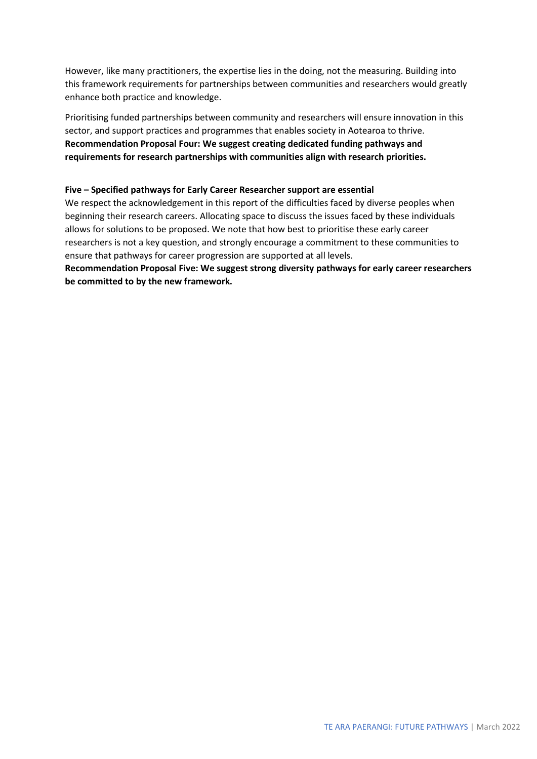However, like many practitioners, the expertise lies in the doing, not the measuring. Building into this framework requirements for partnerships between communities and researchers would greatly enhance both practice and knowledge.

Prioritising funded partnerships between community and researchers will ensure innovation in this sector, and support practices and programmes that enables society in Aotearoa to thrive.
**Recommendation Proposal Four: We suggest creating dedicated funding pathways and requirements for research partnerships with communities align with research priorities.**

**Five – Specified pathways for Early Career Researcher support are essential**

We respect the acknowledgement in this report of the difficulties faced by diverse peoples when beginning their research careers. Allocating space to discuss the issues faced by these individuals allows for solutions to be proposed. We note that how best to prioritise these early career researchers is not a key question, and strongly encourage a commitment to these communities to ensure that pathways for career progression are supported at all levels.
**Recommendation Proposal Five: We suggest strong diversity pathways for early career researchers be committed to by the new framework.**